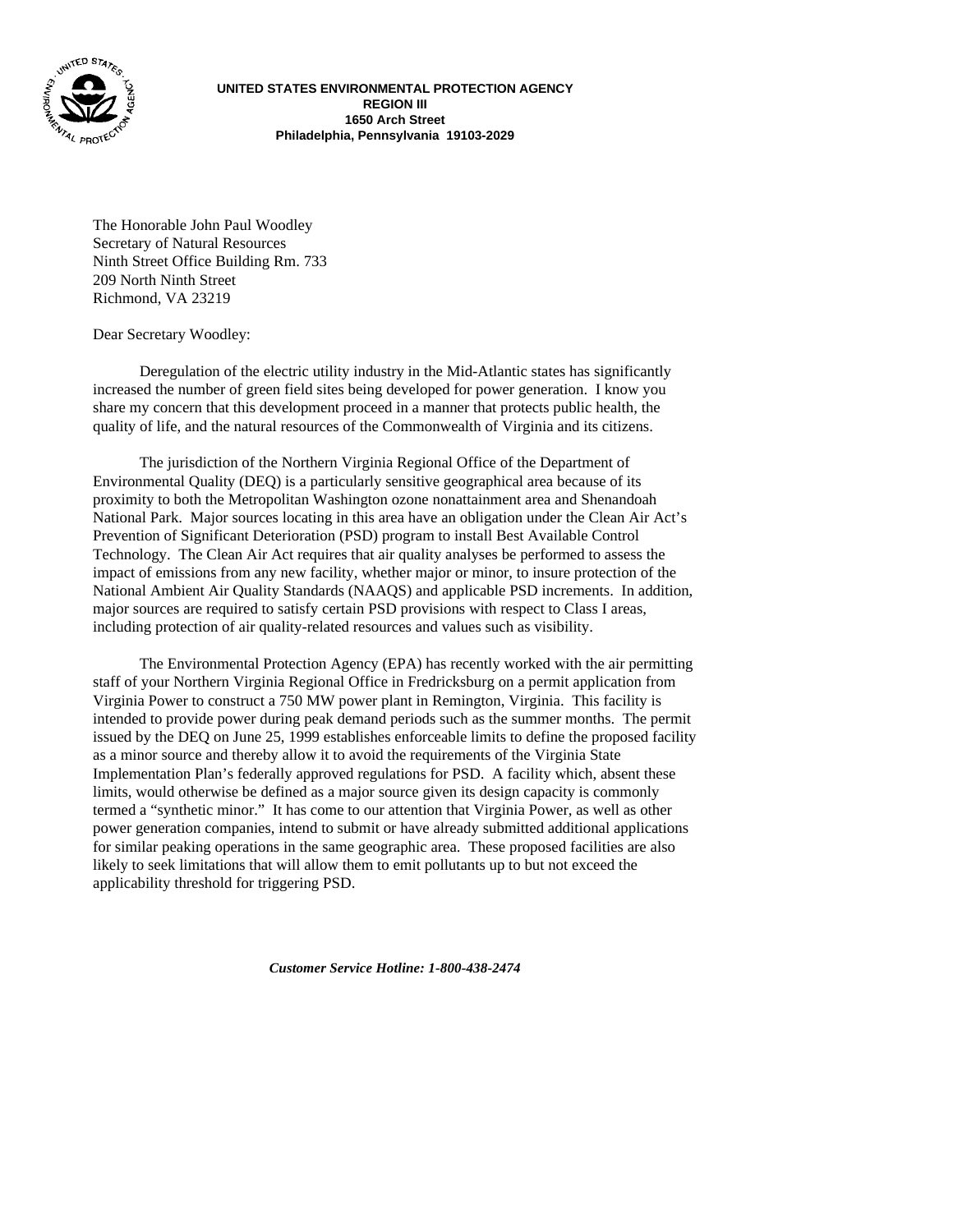**UNITED STATES ENVIRONMENTAL PROTECTION AGENCY**
**REGION III**
**1650 Arch Street**
**Philadelphia, Pennsylvania 19103-2029**

The Honorable John Paul Woodley
Secretary of Natural Resources
Ninth Street Office Building Rm. 733
209 North Ninth Street
Richmond, VA 23219

Dear Secretary Woodley:

Deregulation of the electric utility industry in the Mid-Atlantic states has significantly increased the number of green field sites being developed for power generation. I know you share my concern that this development proceed in a manner that protects public health, the quality of life, and the natural resources of the Commonwealth of Virginia and its citizens.

The jurisdiction of the Northern Virginia Regional Office of the Department of Environmental Quality (DEQ) is a particularly sensitive geographical area because of its proximity to both the Metropolitan Washington ozone nonattainment area and Shenandoah National Park. Major sources locating in this area have an obligation under the Clean Air Act's Prevention of Significant Deterioration (PSD) program to install Best Available Control Technology. The Clean Air Act requires that air quality analyses be performed to assess the impact of emissions from any new facility, whether major or minor, to insure protection of the National Ambient Air Quality Standards (NAAQS) and applicable PSD increments. In addition, major sources are required to satisfy certain PSD provisions with respect to Class I areas, including protection of air quality-related resources and values such as visibility.

The Environmental Protection Agency (EPA) has recently worked with the air permitting staff of your Northern Virginia Regional Office in Fredricksburg on a permit application from Virginia Power to construct a 750 MW power plant in Remington, Virginia. This facility is intended to provide power during peak demand periods such as the summer months. The permit issued by the DEQ on June 25, 1999 establishes enforceable limits to define the proposed facility as a minor source and thereby allow it to avoid the requirements of the Virginia State Implementation Plan's federally approved regulations for PSD. A facility which, absent these limits, would otherwise be defined as a major source given its design capacity is commonly termed a "synthetic minor." It has come to our attention that Virginia Power, as well as other power generation companies, intend to submit or have already submitted additional applications for similar peaking operations in the same geographic area. These proposed facilities are also likely to seek limitations that will allow them to emit pollutants up to but not exceed the applicability threshold for triggering PSD.

*Customer Service Hotline: 1-800-438-2474*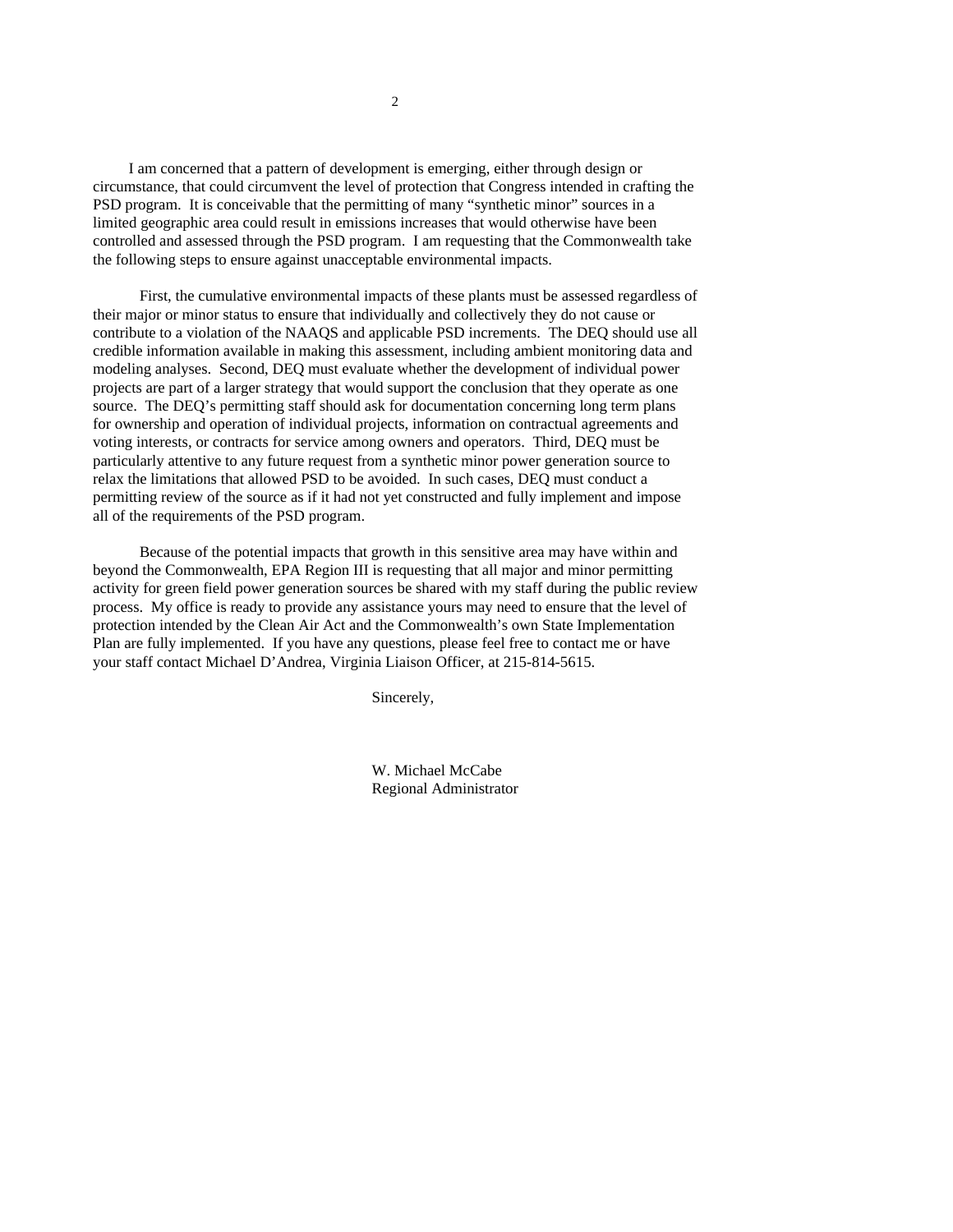I am concerned that a pattern of development is emerging, either through design or circumstance, that could circumvent the level of protection that Congress intended in crafting the PSD program. It is conceivable that the permitting of many "synthetic minor" sources in a limited geographic area could result in emissions increases that would otherwise have been controlled and assessed through the PSD program. I am requesting that the Commonwealth take the following steps to ensure against unacceptable environmental impacts.

First, the cumulative environmental impacts of these plants must be assessed regardless of their major or minor status to ensure that individually and collectively they do not cause or contribute to a violation of the NAAQS and applicable PSD increments. The DEQ should use all credible information available in making this assessment, including ambient monitoring data and modeling analyses. Second, DEQ must evaluate whether the development of individual power projects are part of a larger strategy that would support the conclusion that they operate as one source. The DEQ's permitting staff should ask for documentation concerning long term plans for ownership and operation of individual projects, information on contractual agreements and voting interests, or contracts for service among owners and operators. Third, DEQ must be particularly attentive to any future request from a synthetic minor power generation source to relax the limitations that allowed PSD to be avoided. In such cases, DEQ must conduct a permitting review of the source as if it had not yet constructed and fully implement and impose all of the requirements of the PSD program.

Because of the potential impacts that growth in this sensitive area may have within and beyond the Commonwealth, EPA Region III is requesting that all major and minor permitting activity for green field power generation sources be shared with my staff during the public review process. My office is ready to provide any assistance yours may need to ensure that the level of protection intended by the Clean Air Act and the Commonwealth's own State Implementation Plan are fully implemented. If you have any questions, please feel free to contact me or have your staff contact Michael D'Andrea, Virginia Liaison Officer, at 215-814-5615.

Sincerely,

W. Michael McCabe
Regional Administrator